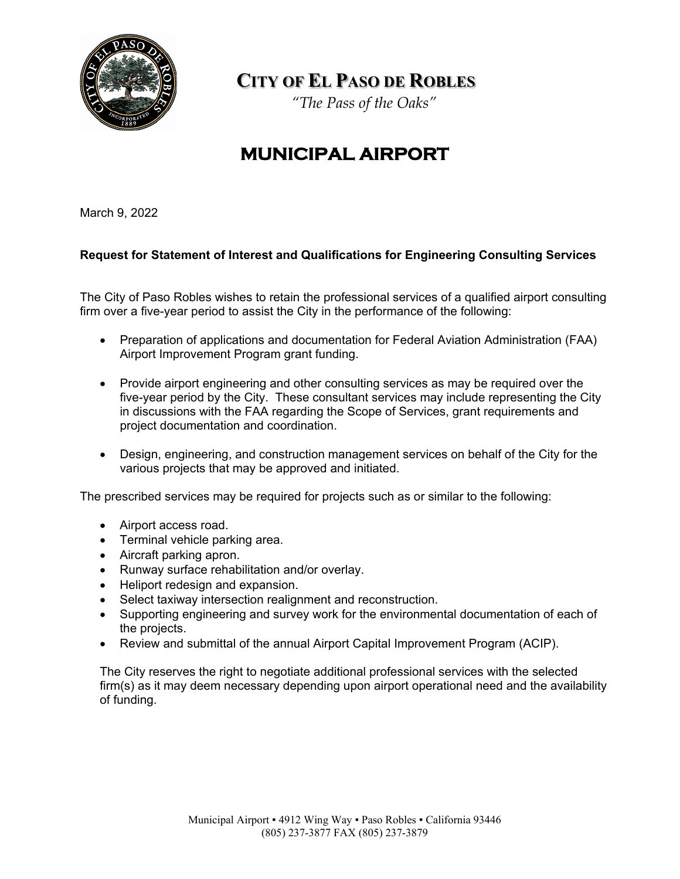# CITY OF EL PASO DE ROBLES

*"The Pass of the Oaks"*

## MUNICIPAL AIRPORT

March 9, 2022

**Request for Statement of Interest and Qualifications for Engineering Consulting Services**

The City of Paso Robles wishes to retain the professional services of a qualified airport consulting firm over a five-year period to assist the City in the performance of the following:

- Preparation of applications and documentation for Federal Aviation Administration (FAA) Airport Improvement Program grant funding.
- Provide airport engineering and other consulting services as may be required over the five-year period by the City. These consultant services may include representing the City in discussions with the FAA regarding the Scope of Services, grant requirements and project documentation and coordination.
- Design, engineering, and construction management services on behalf of the City for the various projects that may be approved and initiated.

The prescribed services may be required for projects such as or similar to the following:

- Airport access road.
- Terminal vehicle parking area.
- Aircraft parking apron.
- Runway surface rehabilitation and/or overlay.
- Heliport redesign and expansion.
- Select taxiway intersection realignment and reconstruction.
- Supporting engineering and survey work for the environmental documentation of each of the projects.
- Review and submittal of the annual Airport Capital Improvement Program (ACIP).

The City reserves the right to negotiate additional professional services with the selected firm(s) as it may deem necessary depending upon airport operational need and the availability of funding.

Municipal Airport ▪ 4912 Wing Way ▪ Paso Robles ▪ California 93446
(805) 237-3877 FAX (805) 237-3879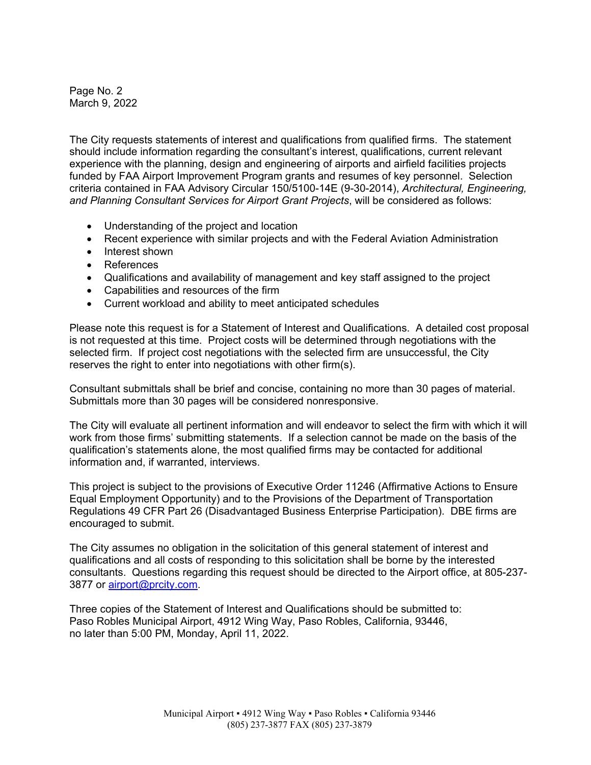The City requests statements of interest and qualifications from qualified firms. The statement should include information regarding the consultant's interest, qualifications, current relevant experience with the planning, design and engineering of airports and airfield facilities projects funded by FAA Airport Improvement Program grants and resumes of key personnel. Selection criteria contained in FAA Advisory Circular 150/5100-14E (9-30-2014), *Architectural, Engineering, and Planning Consultant Services for Airport Grant Projects*, will be considered as follows:

- Understanding of the project and location
- Recent experience with similar projects and with the Federal Aviation Administration
- Interest shown
- References
- Qualifications and availability of management and key staff assigned to the project
- Capabilities and resources of the firm
- Current workload and ability to meet anticipated schedules

Please note this request is for a Statement of Interest and Qualifications. A detailed cost proposal is not requested at this time. Project costs will be determined through negotiations with the selected firm. If project cost negotiations with the selected firm are unsuccessful, the City reserves the right to enter into negotiations with other firm(s).

Consultant submittals shall be brief and concise, containing no more than 30 pages of material. Submittals more than 30 pages will be considered nonresponsive.

The City will evaluate all pertinent information and will endeavor to select the firm with which it will work from those firms' submitting statements. If a selection cannot be made on the basis of the qualification's statements alone, the most qualified firms may be contacted for additional information and, if warranted, interviews.

This project is subject to the provisions of Executive Order 11246 (Affirmative Actions to Ensure Equal Employment Opportunity) and to the Provisions of the Department of Transportation Regulations 49 CFR Part 26 (Disadvantaged Business Enterprise Participation). DBE firms are encouraged to submit.

The City assumes no obligation in the solicitation of this general statement of interest and qualifications and all costs of responding to this solicitation shall be borne by the interested consultants. Questions regarding this request should be directed to the Airport office, at 805-237-3877 or airport@prcity.com.

Three copies of the Statement of Interest and Qualifications should be submitted to:
Paso Robles Municipal Airport, 4912 Wing Way, Paso Robles, California, 93446,
no later than 5:00 PM, Monday, April 11, 2022.